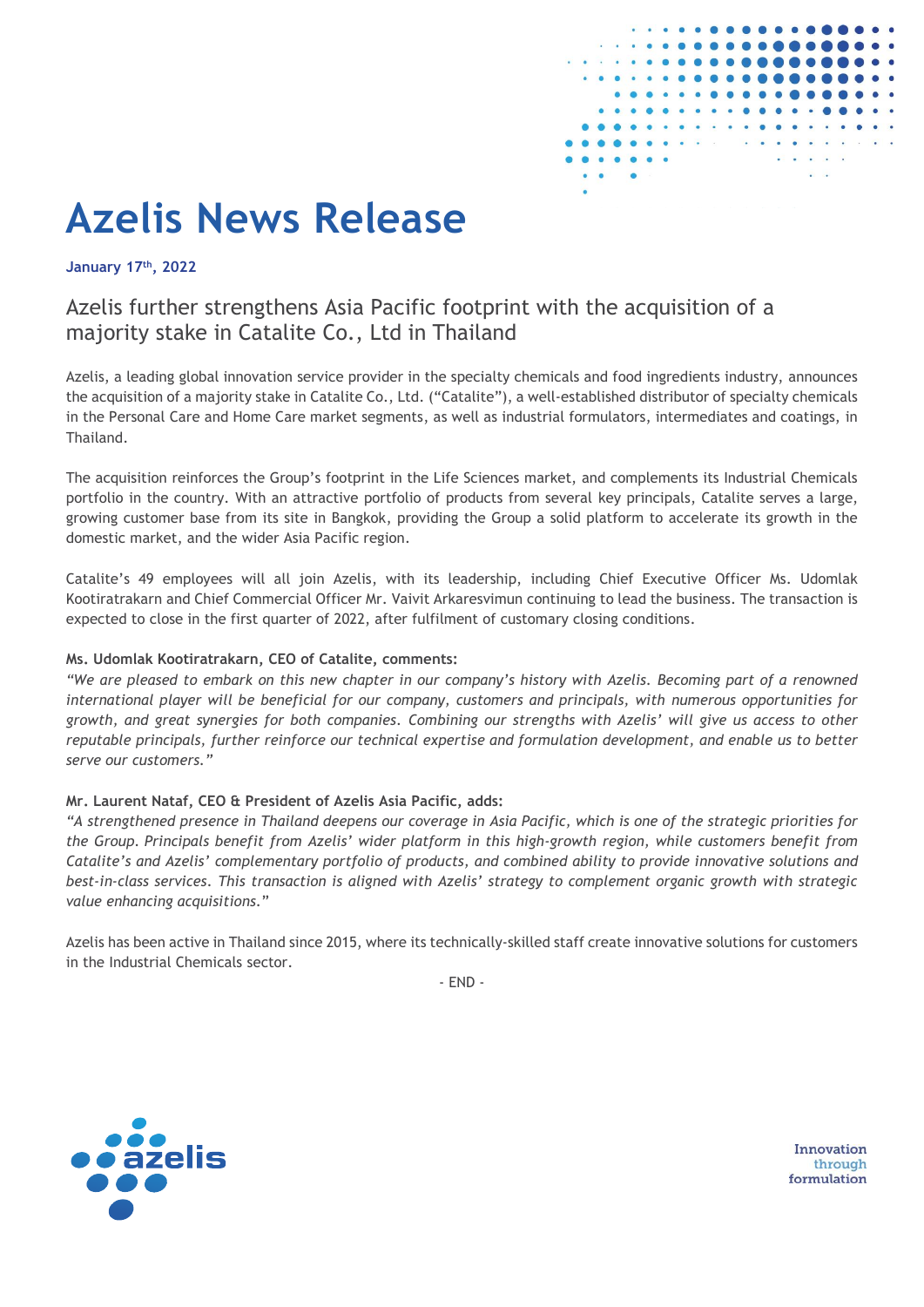# Azelis News Release

**January 17th, 2022**

## Azelis further strengthens Asia Pacific footprint with the acquisition of a majority stake in Catalite Co., Ltd in Thailand

Azelis, a leading global innovation service provider in the specialty chemicals and food ingredients industry, announces the acquisition of a majority stake in Catalite Co., Ltd. ("Catalite"), a well-established distributor of specialty chemicals in the Personal Care and Home Care market segments, as well as industrial formulators, intermediates and coatings, in Thailand.

The acquisition reinforces the Group's footprint in the Life Sciences market, and complements its Industrial Chemicals portfolio in the country. With an attractive portfolio of products from several key principals, Catalite serves a large, growing customer base from its site in Bangkok, providing the Group a solid platform to accelerate its growth in the domestic market, and the wider Asia Pacific region.

Catalite's 49 employees will all join Azelis, with its leadership, including Chief Executive Officer Ms. Udomlak Kootiratrakarn and Chief Commercial Officer Mr. Vaivit Arkaresvimun continuing to lead the business. The transaction is expected to close in the first quarter of 2022, after fulfilment of customary closing conditions.

**Ms. Udomlak Kootiratrakarn, CEO of Catalite, comments:**

*"We are pleased to embark on this new chapter in our company's history with Azelis. Becoming part of a renowned international player will be beneficial for our company, customers and principals, with numerous opportunities for growth, and great synergies for both companies. Combining our strengths with Azelis' will give us access to other reputable principals, further reinforce our technical expertise and formulation development, and enable us to better serve our customers."*

**Mr. Laurent Nataf, CEO & President of Azelis Asia Pacific, adds:**

*"A strengthened presence in Thailand deepens our coverage in Asia Pacific, which is one of the strategic priorities for the Group. Principals benefit from Azelis' wider platform in this high-growth region, while customers benefit from Catalite's and Azelis' complementary portfolio of products, and combined ability to provide innovative solutions and best-in-class services. This transaction is aligned with Azelis' strategy to complement organic growth with strategic value enhancing acquisitions."*

Azelis has been active in Thailand since 2015, where its technically-skilled staff create innovative solutions for customers in the Industrial Chemicals sector.

- END -

azelis

Innovation through formulation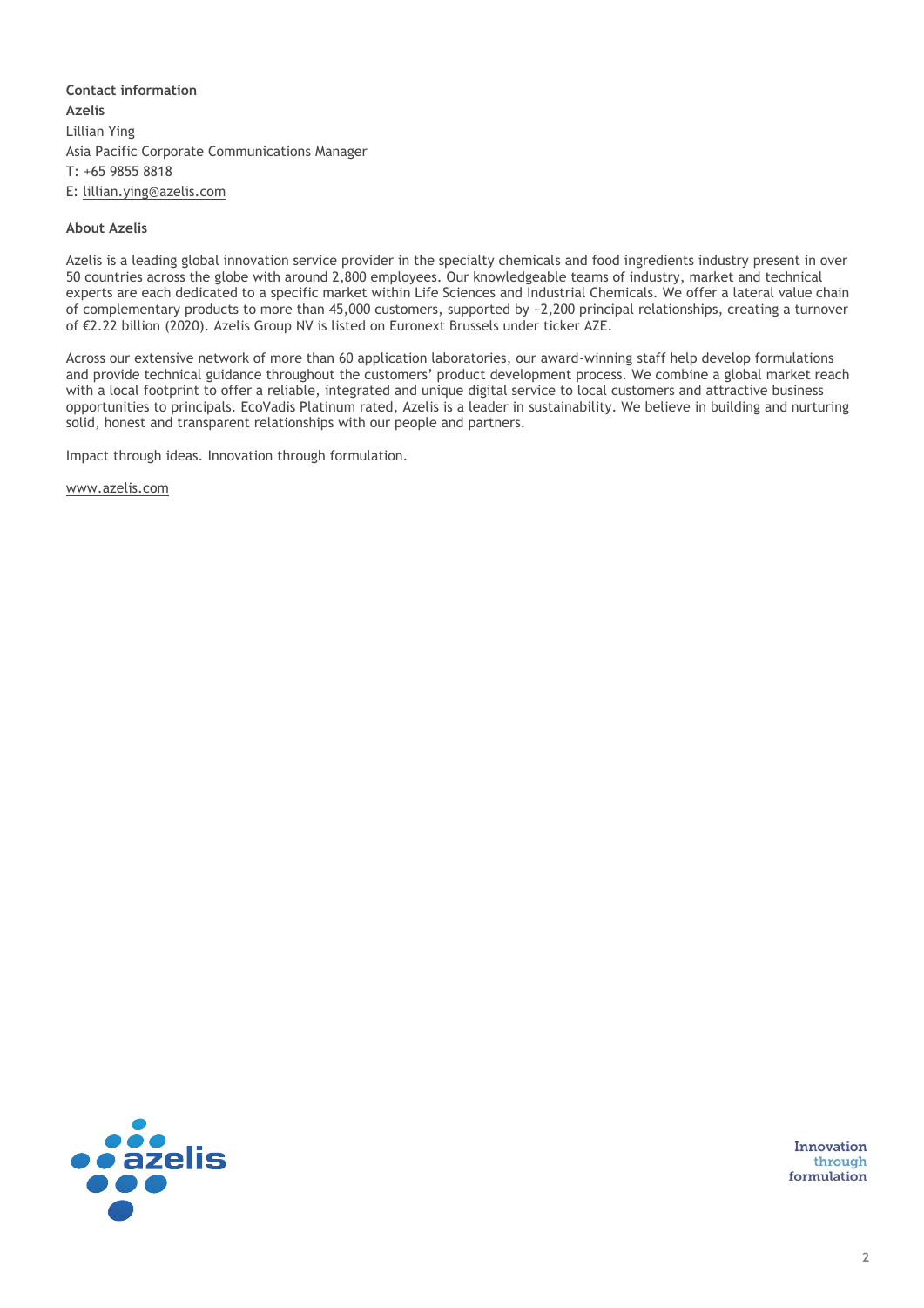**Contact information**

**Azelis**

Lillian Ying

Asia Pacific Corporate Communications Manager

T: +65 9855 8818

E: lillian.ying@azelis.com

**About Azelis**

Azelis is a leading global innovation service provider in the specialty chemicals and food ingredients industry present in over 50 countries across the globe with around 2,800 employees. Our knowledgeable teams of industry, market and technical experts are each dedicated to a specific market within Life Sciences and Industrial Chemicals. We offer a lateral value chain of complementary products to more than 45,000 customers, supported by ~2,200 principal relationships, creating a turnover of €2.22 billion (2020). Azelis Group NV is listed on Euronext Brussels under ticker AZE.

Across our extensive network of more than 60 application laboratories, our award-winning staff help develop formulations and provide technical guidance throughout the customers' product development process. We combine a global market reach with a local footprint to offer a reliable, integrated and unique digital service to local customers and attractive business opportunities to principals. EcoVadis Platinum rated, Azelis is a leader in sustainability. We believe in building and nurturing solid, honest and transparent relationships with our people and partners.

Impact through ideas. Innovation through formulation.

www.azelis.com

azelis

Innovation
through
formulation